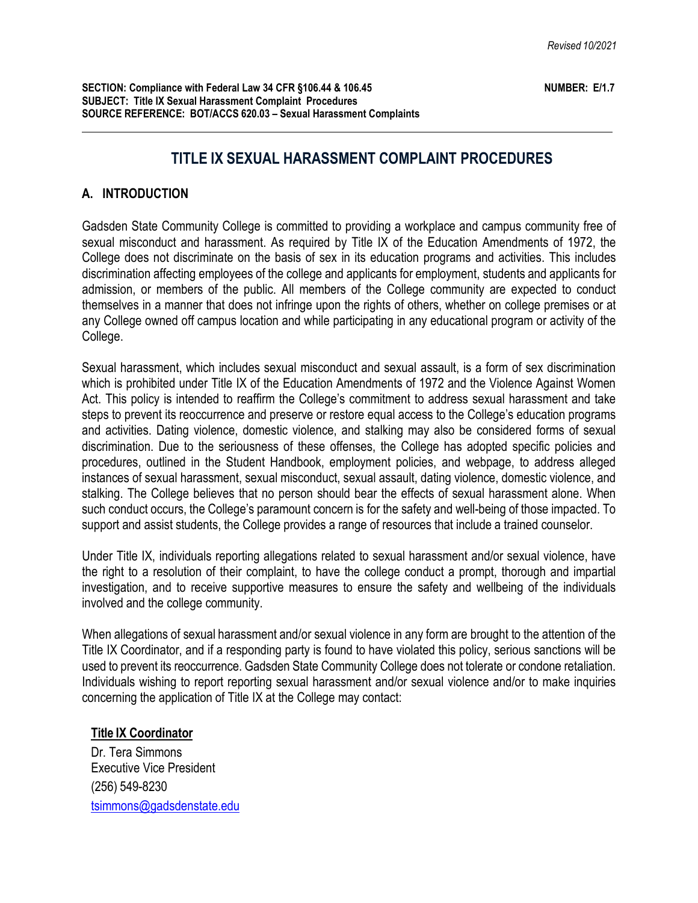*Revised 10/2021*

**SECTION: Compliance with Federal Law 34 CFR §106.44 & 106.45** **NUMBER: E/1.7**
**SUBJECT: Title IX Sexual Harassment Complaint Procedures**
**SOURCE REFERENCE: BOT/ACCS 620.03 – Sexual Harassment Complaints**

---

# TITLE IX SEXUAL HARASSMENT COMPLAINT PROCEDURES

## A. INTRODUCTION

Gadsden State Community College is committed to providing a workplace and campus community free of sexual misconduct and harassment. As required by Title IX of the Education Amendments of 1972, the College does not discriminate on the basis of sex in its education programs and activities. This includes discrimination affecting employees of the college and applicants for employment, students and applicants for admission, or members of the public. All members of the College community are expected to conduct themselves in a manner that does not infringe upon the rights of others, whether on college premises or at any College owned off campus location and while participating in any educational program or activity of the College.

Sexual harassment, which includes sexual misconduct and sexual assault, is a form of sex discrimination which is prohibited under Title IX of the Education Amendments of 1972 and the Violence Against Women Act. This policy is intended to reaffirm the College's commitment to address sexual harassment and take steps to prevent its reoccurrence and preserve or restore equal access to the College's education programs and activities. Dating violence, domestic violence, and stalking may also be considered forms of sexual discrimination. Due to the seriousness of these offenses, the College has adopted specific policies and procedures, outlined in the Student Handbook, employment policies, and webpage, to address alleged instances of sexual harassment, sexual misconduct, sexual assault, dating violence, domestic violence, and stalking. The College believes that no person should bear the effects of sexual harassment alone. When such conduct occurs, the College's paramount concern is for the safety and well-being of those impacted. To support and assist students, the College provides a range of resources that include a trained counselor.

Under Title IX, individuals reporting allegations related to sexual harassment and/or sexual violence, have the right to a resolution of their complaint, to have the college conduct a prompt, thorough and impartial investigation, and to receive supportive measures to ensure the safety and wellbeing of the individuals involved and the college community.

When allegations of sexual harassment and/or sexual violence in any form are brought to the attention of the Title IX Coordinator, and if a responding party is found to have violated this policy, serious sanctions will be used to prevent its reoccurrence. Gadsden State Community College does not tolerate or condone retaliation. Individuals wishing to report reporting sexual harassment and/or sexual violence and/or to make inquiries concerning the application of Title IX at the College may contact:

**Title IX Coordinator**

Dr. Tera Simmons
Executive Vice President
(256) 549-8230
tsimmons@gadsdenstate.edu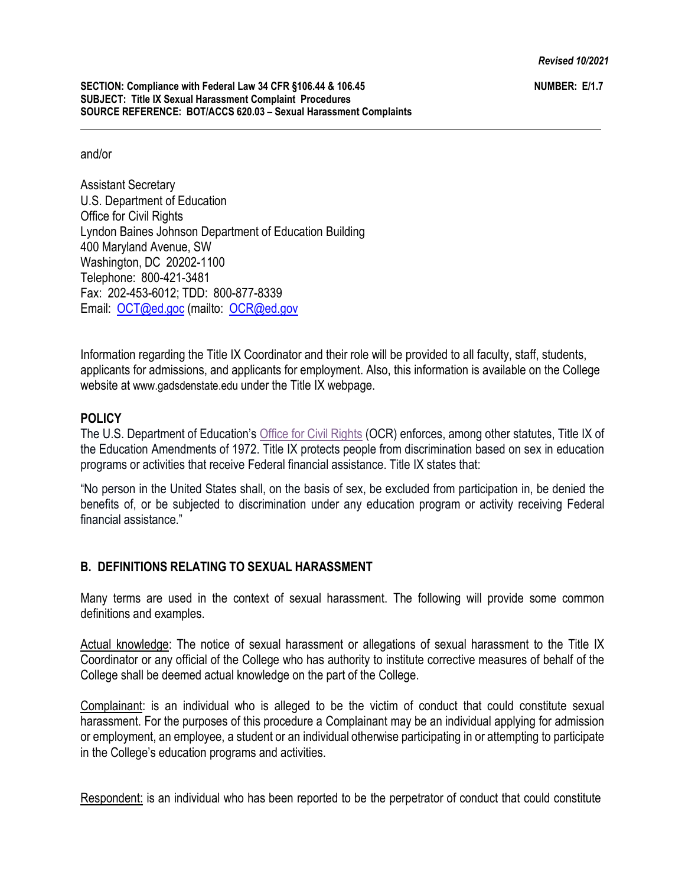and/or

Assistant Secretary
U.S. Department of Education
Office for Civil Rights
Lyndon Baines Johnson Department of Education Building
400 Maryland Avenue, SW
Washington, DC 20202-1100
Telephone: 800-421-3481
Fax: 202-453-6012; TDD: 800-877-8339
Email: OCT@ed.goc (mailto: OCR@ed.gov

Information regarding the Title IX Coordinator and their role will be provided to all faculty, staff, students, applicants for admissions, and applicants for employment. Also, this information is available on the College website at www.gadsdenstate.edu under the Title IX webpage.

## POLICY

The U.S. Department of Education's Office for Civil Rights (OCR) enforces, among other statutes, Title IX of the Education Amendments of 1972. Title IX protects people from discrimination based on sex in education programs or activities that receive Federal financial assistance. Title IX states that:

"No person in the United States shall, on the basis of sex, be excluded from participation in, be denied the benefits of, or be subjected to discrimination under any education program or activity receiving Federal financial assistance."

## B. DEFINITIONS RELATING TO SEXUAL HARASSMENT

Many terms are used in the context of sexual harassment. The following will provide some common definitions and examples.

Actual knowledge: The notice of sexual harassment or allegations of sexual harassment to the Title IX Coordinator or any official of the College who has authority to institute corrective measures of behalf of the College shall be deemed actual knowledge on the part of the College.

Complainant: is an individual who is alleged to be the victim of conduct that could constitute sexual harassment. For the purposes of this procedure a Complainant may be an individual applying for admission or employment, an employee, a student or an individual otherwise participating in or attempting to participate in the College's education programs and activities.

Respondent: is an individual who has been reported to be the perpetrator of conduct that could constitute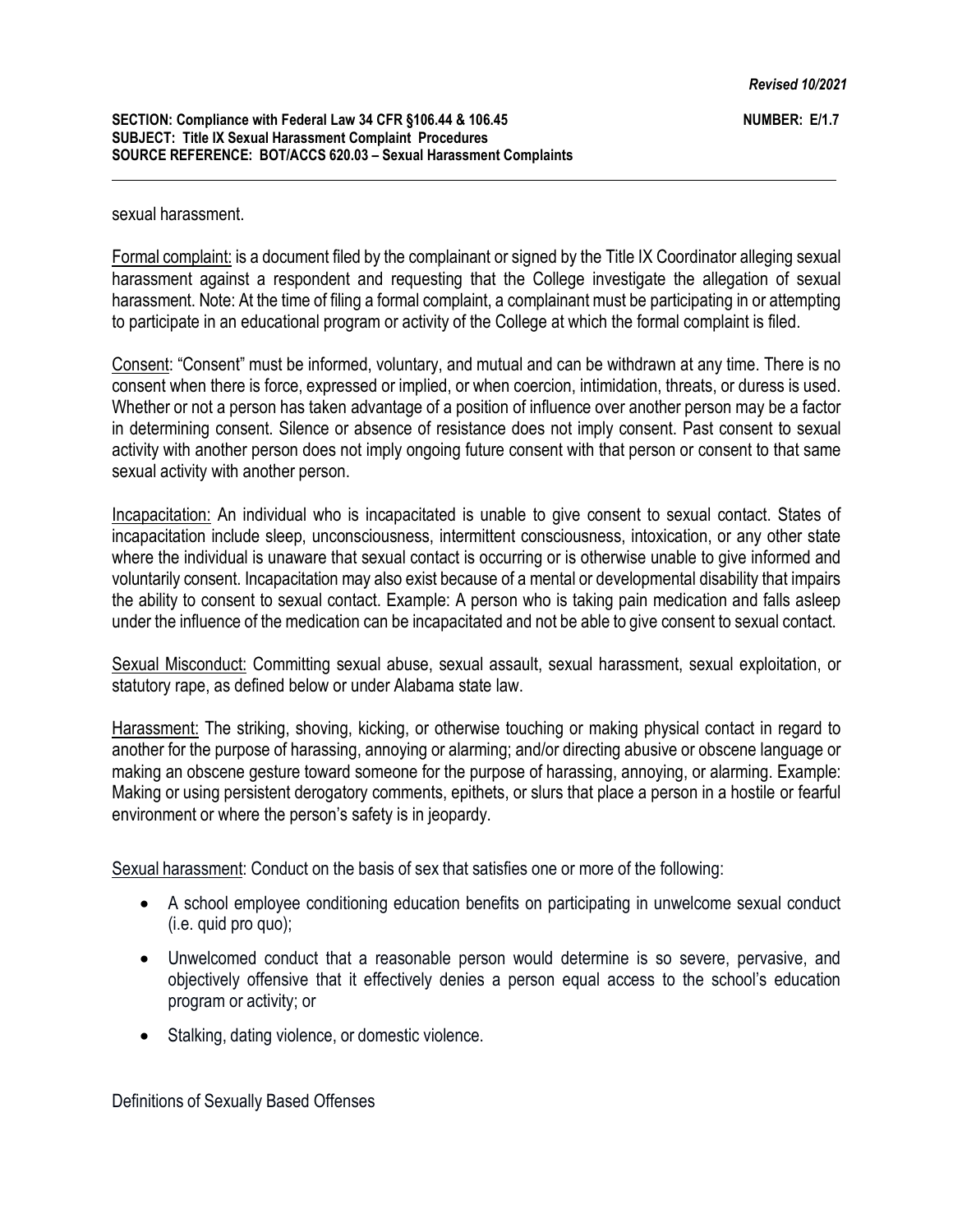sexual harassment.

Formal complaint: is a document filed by the complainant or signed by the Title IX Coordinator alleging sexual harassment against a respondent and requesting that the College investigate the allegation of sexual harassment. Note: At the time of filing a formal complaint, a complainant must be participating in or attempting to participate in an educational program or activity of the College at which the formal complaint is filed.

Consent: "Consent" must be informed, voluntary, and mutual and can be withdrawn at any time. There is no consent when there is force, expressed or implied, or when coercion, intimidation, threats, or duress is used. Whether or not a person has taken advantage of a position of influence over another person may be a factor in determining consent. Silence or absence of resistance does not imply consent. Past consent to sexual activity with another person does not imply ongoing future consent with that person or consent to that same sexual activity with another person.

Incapacitation: An individual who is incapacitated is unable to give consent to sexual contact. States of incapacitation include sleep, unconsciousness, intermittent consciousness, intoxication, or any other state where the individual is unaware that sexual contact is occurring or is otherwise unable to give informed and voluntarily consent. Incapacitation may also exist because of a mental or developmental disability that impairs the ability to consent to sexual contact. Example: A person who is taking pain medication and falls asleep under the influence of the medication can be incapacitated and not be able to give consent to sexual contact.

Sexual Misconduct: Committing sexual abuse, sexual assault, sexual harassment, sexual exploitation, or statutory rape, as defined below or under Alabama state law.

Harassment: The striking, shoving, kicking, or otherwise touching or making physical contact in regard to another for the purpose of harassing, annoying or alarming; and/or directing abusive or obscene language or making an obscene gesture toward someone for the purpose of harassing, annoying, or alarming. Example: Making or using persistent derogatory comments, epithets, or slurs that place a person in a hostile or fearful environment or where the person's safety is in jeopardy.

Sexual harassment: Conduct on the basis of sex that satisfies one or more of the following:

- A school employee conditioning education benefits on participating in unwelcome sexual conduct (i.e. quid pro quo);
- Unwelcomed conduct that a reasonable person would determine is so severe, pervasive, and objectively offensive that it effectively denies a person equal access to the school's education program or activity; or
- Stalking, dating violence, or domestic violence.

Definitions of Sexually Based Offenses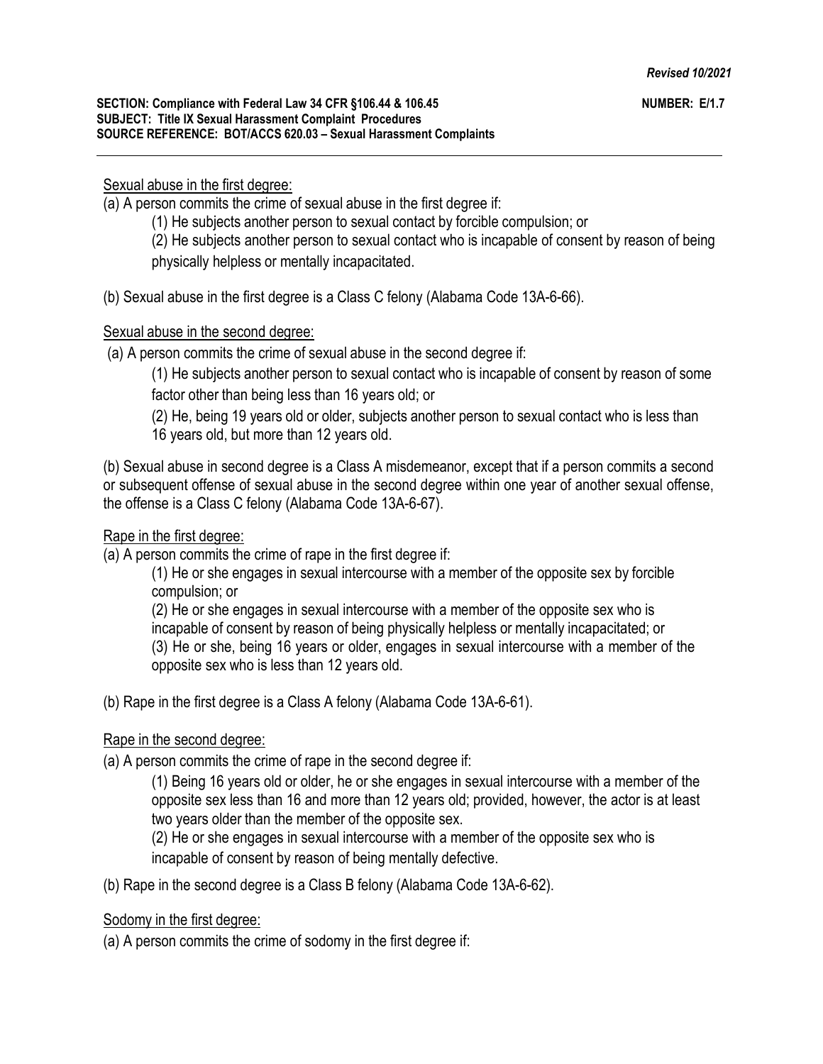Sexual abuse in the first degree:

(a) A person commits the crime of sexual abuse in the first degree if:

(1) He subjects another person to sexual contact by forcible compulsion; or

(2) He subjects another person to sexual contact who is incapable of consent by reason of being physically helpless or mentally incapacitated.

(b) Sexual abuse in the first degree is a Class C felony (Alabama Code 13A-6-66).

Sexual abuse in the second degree:

(a) A person commits the crime of sexual abuse in the second degree if:

(1) He subjects another person to sexual contact who is incapable of consent by reason of some factor other than being less than 16 years old; or

(2) He, being 19 years old or older, subjects another person to sexual contact who is less than 16 years old, but more than 12 years old.

(b) Sexual abuse in second degree is a Class A misdemeanor, except that if a person commits a second or subsequent offense of sexual abuse in the second degree within one year of another sexual offense, the offense is a Class C felony (Alabama Code 13A-6-67).

Rape in the first degree:

(a) A person commits the crime of rape in the first degree if:

(1) He or she engages in sexual intercourse with a member of the opposite sex by forcible compulsion; or

(2) He or she engages in sexual intercourse with a member of the opposite sex who is incapable of consent by reason of being physically helpless or mentally incapacitated; or

(3) He or she, being 16 years or older, engages in sexual intercourse with a member of the opposite sex who is less than 12 years old.

(b) Rape in the first degree is a Class A felony (Alabama Code 13A-6-61).

Rape in the second degree:

(a) A person commits the crime of rape in the second degree if:

(1) Being 16 years old or older, he or she engages in sexual intercourse with a member of the opposite sex less than 16 and more than 12 years old; provided, however, the actor is at least two years older than the member of the opposite sex.

(2) He or she engages in sexual intercourse with a member of the opposite sex who is incapable of consent by reason of being mentally defective.

(b) Rape in the second degree is a Class B felony (Alabama Code 13A-6-62).

Sodomy in the first degree:

(a) A person commits the crime of sodomy in the first degree if: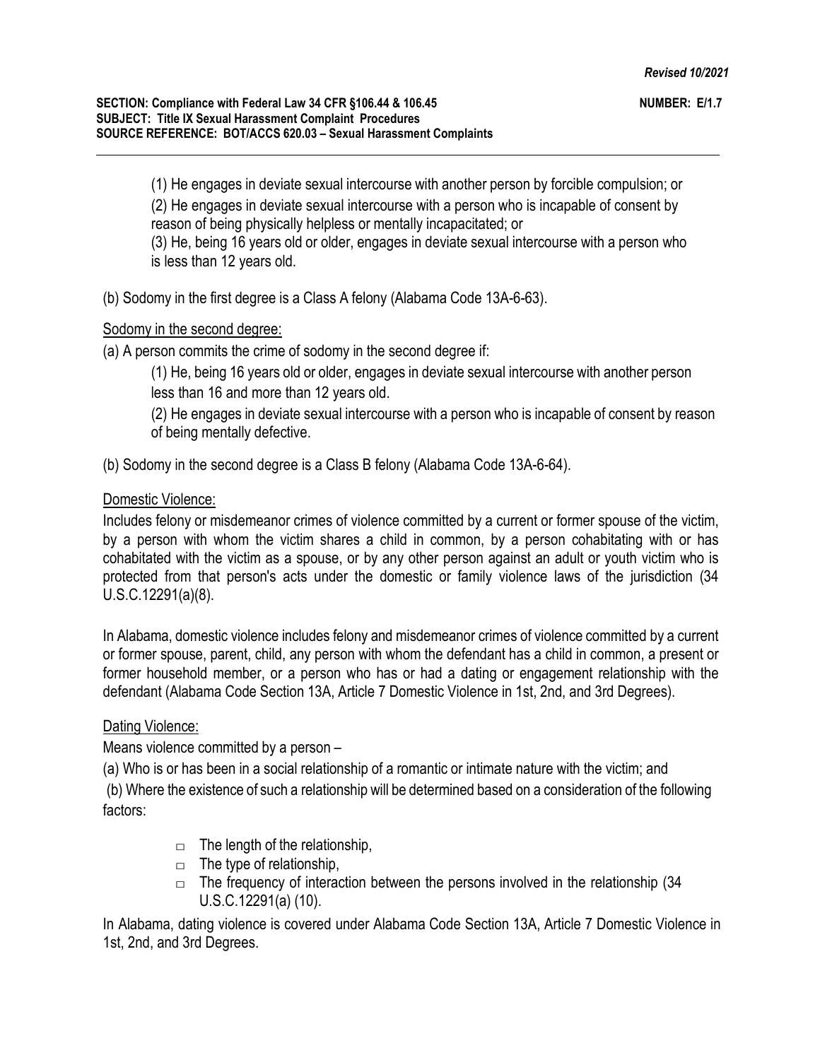(1) He engages in deviate sexual intercourse with another person by forcible compulsion; or

(2) He engages in deviate sexual intercourse with a person who is incapable of consent by reason of being physically helpless or mentally incapacitated; or

(3) He, being 16 years old or older, engages in deviate sexual intercourse with a person who is less than 12 years old.

(b) Sodomy in the first degree is a Class A felony (Alabama Code 13A-6-63).

<u>Sodomy in the second degree:</u>

(a) A person commits the crime of sodomy in the second degree if:

(1) He, being 16 years old or older, engages in deviate sexual intercourse with another person less than 16 and more than 12 years old.

(2) He engages in deviate sexual intercourse with a person who is incapable of consent by reason of being mentally defective.

(b) Sodomy in the second degree is a Class B felony (Alabama Code 13A-6-64).

<u>Domestic Violence:</u>

Includes felony or misdemeanor crimes of violence committed by a current or former spouse of the victim, by a person with whom the victim shares a child in common, by a person cohabitating with or has cohabitated with the victim as a spouse, or by any other person against an adult or youth victim who is protected from that person's acts under the domestic or family violence laws of the jurisdiction (34 U.S.C.12291(a)(8).

In Alabama, domestic violence includes felony and misdemeanor crimes of violence committed by a current or former spouse, parent, child, any person with whom the defendant has a child in common, a present or former household member, or a person who has or had a dating or engagement relationship with the defendant (Alabama Code Section 13A, Article 7 Domestic Violence in 1st, 2nd, and 3rd Degrees).

<u>Dating Violence:</u>

Means violence committed by a person –

(a) Who is or has been in a social relationship of a romantic or intimate nature with the victim; and

(b) Where the existence of such a relationship will be determined based on a consideration of the following factors:

- The length of the relationship,
- The type of relationship,
- The frequency of interaction between the persons involved in the relationship (34 U.S.C.12291(a) (10).

In Alabama, dating violence is covered under Alabama Code Section 13A, Article 7 Domestic Violence in 1st, 2nd, and 3rd Degrees.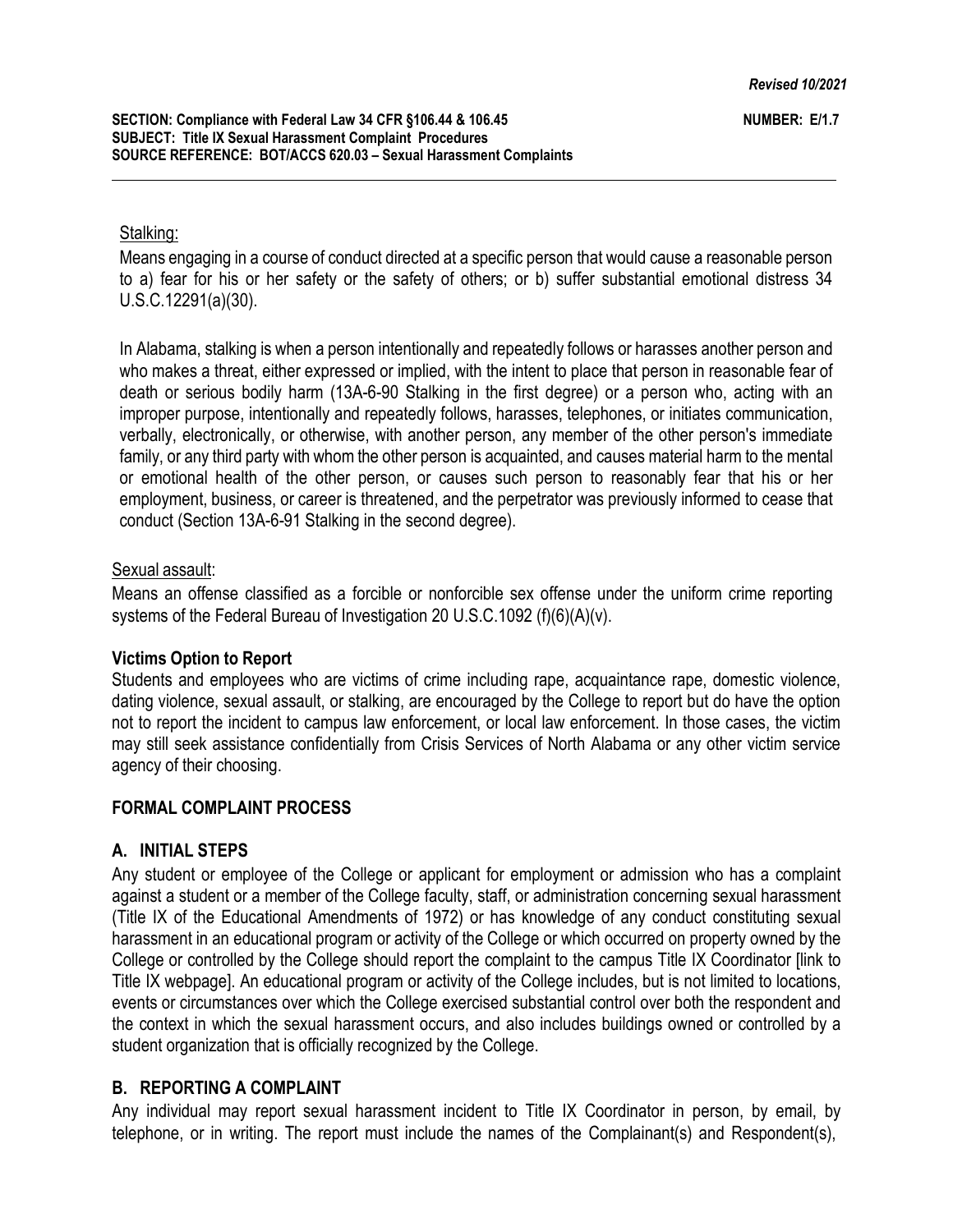Stalking:

Means engaging in a course of conduct directed at a specific person that would cause a reasonable person to a) fear for his or her safety or the safety of others; or b) suffer substantial emotional distress 34 U.S.C.12291(a)(30).

In Alabama, stalking is when a person intentionally and repeatedly follows or harasses another person and who makes a threat, either expressed or implied, with the intent to place that person in reasonable fear of death or serious bodily harm (13A-6-90 Stalking in the first degree) or a person who, acting with an improper purpose, intentionally and repeatedly follows, harasses, telephones, or initiates communication, verbally, electronically, or otherwise, with another person, any member of the other person's immediate family, or any third party with whom the other person is acquainted, and causes material harm to the mental or emotional health of the other person, or causes such person to reasonably fear that his or her employment, business, or career is threatened, and the perpetrator was previously informed to cease that conduct (Section 13A-6-91 Stalking in the second degree).

Sexual assault:

Means an offense classified as a forcible or nonforcible sex offense under the uniform crime reporting systems of the Federal Bureau of Investigation 20 U.S.C.1092 (f)(6)(A)(v).

**Victims Option to Report**

Students and employees who are victims of crime including rape, acquaintance rape, domestic violence, dating violence, sexual assault, or stalking, are encouraged by the College to report but do have the option not to report the incident to campus law enforcement, or local law enforcement. In those cases, the victim may still seek assistance confidentially from Crisis Services of North Alabama or any other victim service agency of their choosing.

## FORMAL COMPLAINT PROCESS

### A. INITIAL STEPS

Any student or employee of the College or applicant for employment or admission who has a complaint against a student or a member of the College faculty, staff, or administration concerning sexual harassment (Title IX of the Educational Amendments of 1972) or has knowledge of any conduct constituting sexual harassment in an educational program or activity of the College or which occurred on property owned by the College or controlled by the College should report the complaint to the campus Title IX Coordinator [link to Title IX webpage]. An educational program or activity of the College includes, but is not limited to locations, events or circumstances over which the College exercised substantial control over both the respondent and the context in which the sexual harassment occurs, and also includes buildings owned or controlled by a student organization that is officially recognized by the College.

### B. REPORTING A COMPLAINT

Any individual may report sexual harassment incident to Title IX Coordinator in person, by email, by telephone, or in writing. The report must include the names of the Complainant(s) and Respondent(s),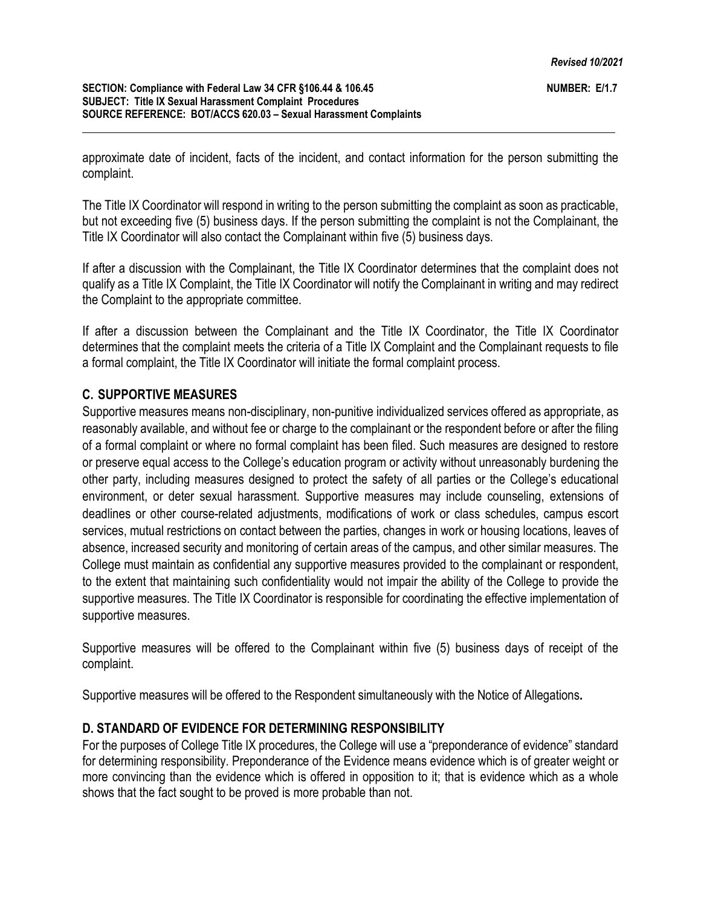approximate date of incident, facts of the incident, and contact information for the person submitting the complaint.

The Title IX Coordinator will respond in writing to the person submitting the complaint as soon as practicable, but not exceeding five (5) business days. If the person submitting the complaint is not the Complainant, the Title IX Coordinator will also contact the Complainant within five (5) business days.

If after a discussion with the Complainant, the Title IX Coordinator determines that the complaint does not qualify as a Title IX Complaint, the Title IX Coordinator will notify the Complainant in writing and may redirect the Complaint to the appropriate committee.

If after a discussion between the Complainant and the Title IX Coordinator, the Title IX Coordinator determines that the complaint meets the criteria of a Title IX Complaint and the Complainant requests to file a formal complaint, the Title IX Coordinator will initiate the formal complaint process.

## C. SUPPORTIVE MEASURES

Supportive measures means non-disciplinary, non-punitive individualized services offered as appropriate, as reasonably available, and without fee or charge to the complainant or the respondent before or after the filing of a formal complaint or where no formal complaint has been filed. Such measures are designed to restore or preserve equal access to the College's education program or activity without unreasonably burdening the other party, including measures designed to protect the safety of all parties or the College's educational environment, or deter sexual harassment. Supportive measures may include counseling, extensions of deadlines or other course-related adjustments, modifications of work or class schedules, campus escort services, mutual restrictions on contact between the parties, changes in work or housing locations, leaves of absence, increased security and monitoring of certain areas of the campus, and other similar measures. The College must maintain as confidential any supportive measures provided to the complainant or respondent, to the extent that maintaining such confidentiality would not impair the ability of the College to provide the supportive measures. The Title IX Coordinator is responsible for coordinating the effective implementation of supportive measures.

Supportive measures will be offered to the Complainant within five (5) business days of receipt of the complaint.

Supportive measures will be offered to the Respondent simultaneously with the Notice of Allegations**.**

## D. STANDARD OF EVIDENCE FOR DETERMINING RESPONSIBILITY

For the purposes of College Title IX procedures, the College will use a "preponderance of evidence" standard for determining responsibility. Preponderance of the Evidence means evidence which is of greater weight or more convincing than the evidence which is offered in opposition to it; that is evidence which as a whole shows that the fact sought to be proved is more probable than not.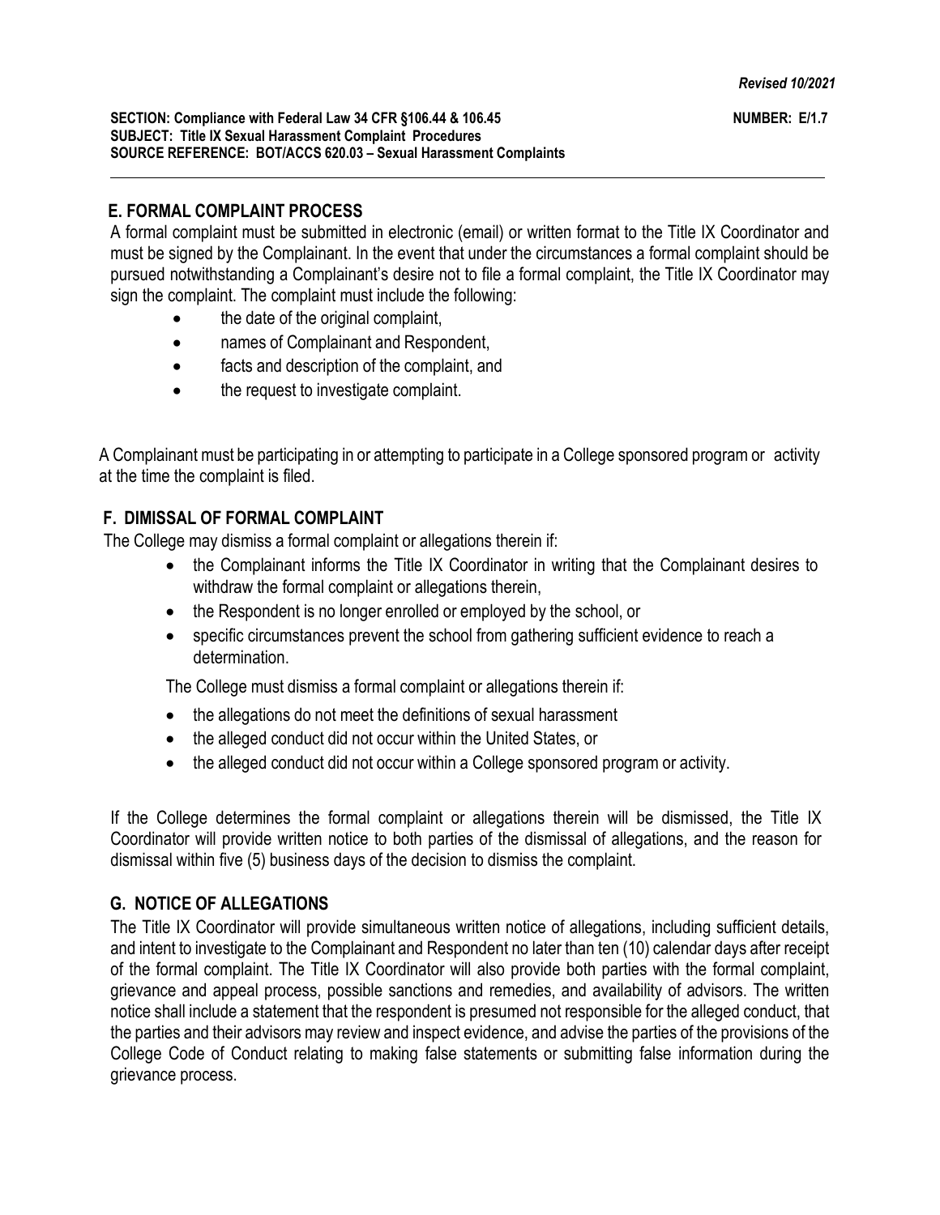## E. FORMAL COMPLAINT PROCESS

A formal complaint must be submitted in electronic (email) or written format to the Title IX Coordinator and must be signed by the Complainant. In the event that under the circumstances a formal complaint should be pursued notwithstanding a Complainant's desire not to file a formal complaint, the Title IX Coordinator may sign the complaint. The complaint must include the following:

- the date of the original complaint,
- names of Complainant and Respondent,
- facts and description of the complaint, and
- the request to investigate complaint.

A Complainant must be participating in or attempting to participate in a College sponsored program or activity at the time the complaint is filed.

## F. DIMISSAL OF FORMAL COMPLAINT

The College may dismiss a formal complaint or allegations therein if:

- the Complainant informs the Title IX Coordinator in writing that the Complainant desires to withdraw the formal complaint or allegations therein,
- the Respondent is no longer enrolled or employed by the school, or
- specific circumstances prevent the school from gathering sufficient evidence to reach a determination.

The College must dismiss a formal complaint or allegations therein if:

- the allegations do not meet the definitions of sexual harassment
- the alleged conduct did not occur within the United States, or
- the alleged conduct did not occur within a College sponsored program or activity.

If the College determines the formal complaint or allegations therein will be dismissed, the Title IX Coordinator will provide written notice to both parties of the dismissal of allegations, and the reason for dismissal within five (5) business days of the decision to dismiss the complaint.

## G. NOTICE OF ALLEGATIONS

The Title IX Coordinator will provide simultaneous written notice of allegations, including sufficient details, and intent to investigate to the Complainant and Respondent no later than ten (10) calendar days after receipt of the formal complaint. The Title IX Coordinator will also provide both parties with the formal complaint, grievance and appeal process, possible sanctions and remedies, and availability of advisors. The written notice shall include a statement that the respondent is presumed not responsible for the alleged conduct, that the parties and their advisors may review and inspect evidence, and advise the parties of the provisions of the College Code of Conduct relating to making false statements or submitting false information during the grievance process.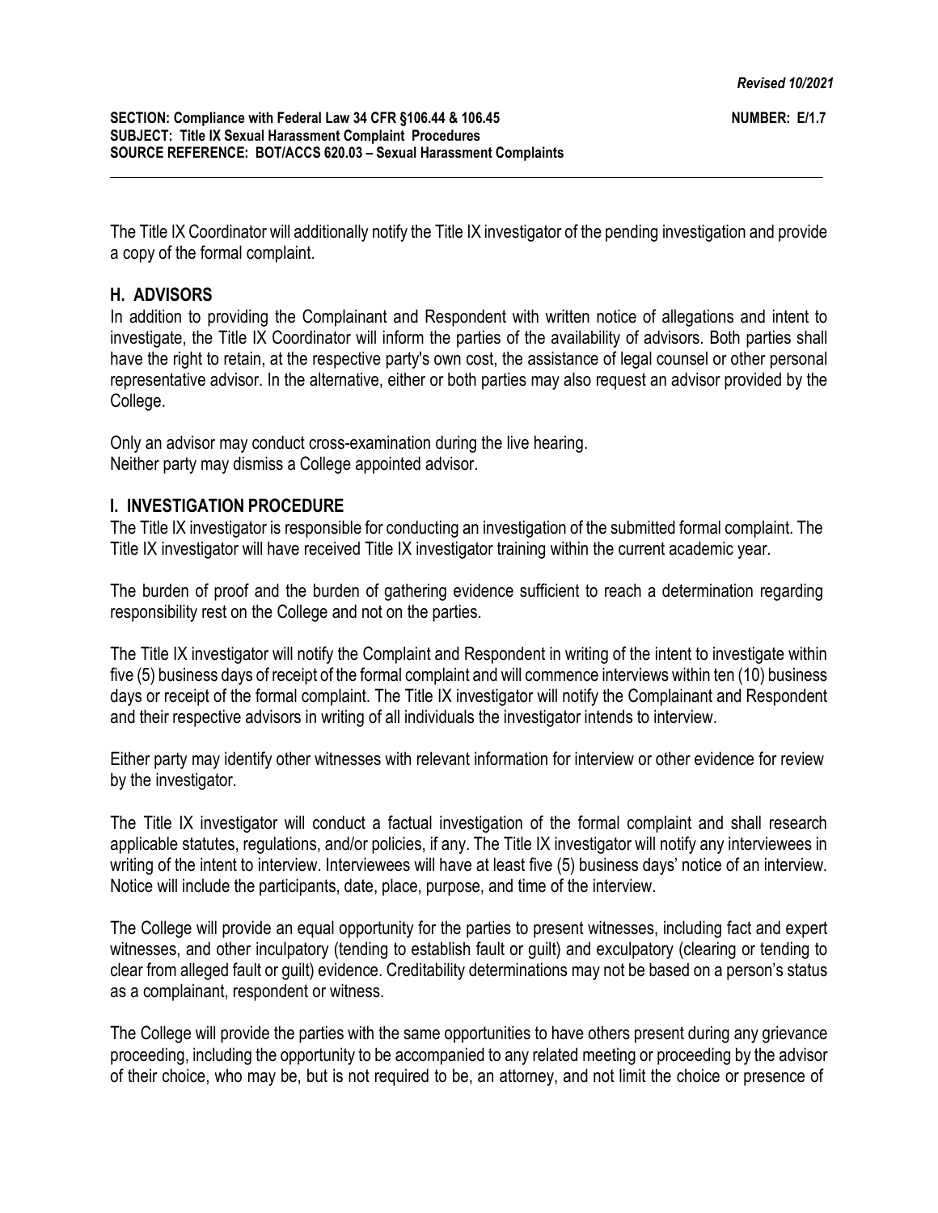The Title IX Coordinator will additionally notify the Title IX investigator of the pending investigation and provide a copy of the formal complaint.

## H. ADVISORS

In addition to providing the Complainant and Respondent with written notice of allegations and intent to investigate, the Title IX Coordinator will inform the parties of the availability of advisors. Both parties shall have the right to retain, at the respective party's own cost, the assistance of legal counsel or other personal representative advisor. In the alternative, either or both parties may also request an advisor provided by the College.

Only an advisor may conduct cross-examination during the live hearing.
Neither party may dismiss a College appointed advisor.

## I. INVESTIGATION PROCEDURE

The Title IX investigator is responsible for conducting an investigation of the submitted formal complaint. The Title IX investigator will have received Title IX investigator training within the current academic year.

The burden of proof and the burden of gathering evidence sufficient to reach a determination regarding responsibility rest on the College and not on the parties.

The Title IX investigator will notify the Complaint and Respondent in writing of the intent to investigate within five (5) business days of receipt of the formal complaint and will commence interviews within ten (10) business days or receipt of the formal complaint. The Title IX investigator will notify the Complainant and Respondent and their respective advisors in writing of all individuals the investigator intends to interview.

Either party may identify other witnesses with relevant information for interview or other evidence for review by the investigator.

The Title IX investigator will conduct a factual investigation of the formal complaint and shall research applicable statutes, regulations, and/or policies, if any. The Title IX investigator will notify any interviewees in writing of the intent to interview. Interviewees will have at least five (5) business days' notice of an interview. Notice will include the participants, date, place, purpose, and time of the interview.

The College will provide an equal opportunity for the parties to present witnesses, including fact and expert witnesses, and other inculpatory (tending to establish fault or guilt) and exculpatory (clearing or tending to clear from alleged fault or guilt) evidence. Creditability determinations may not be based on a person's status as a complainant, respondent or witness.

The College will provide the parties with the same opportunities to have others present during any grievance proceeding, including the opportunity to be accompanied to any related meeting or proceeding by the advisor of their choice, who may be, but is not required to be, an attorney, and not limit the choice or presence of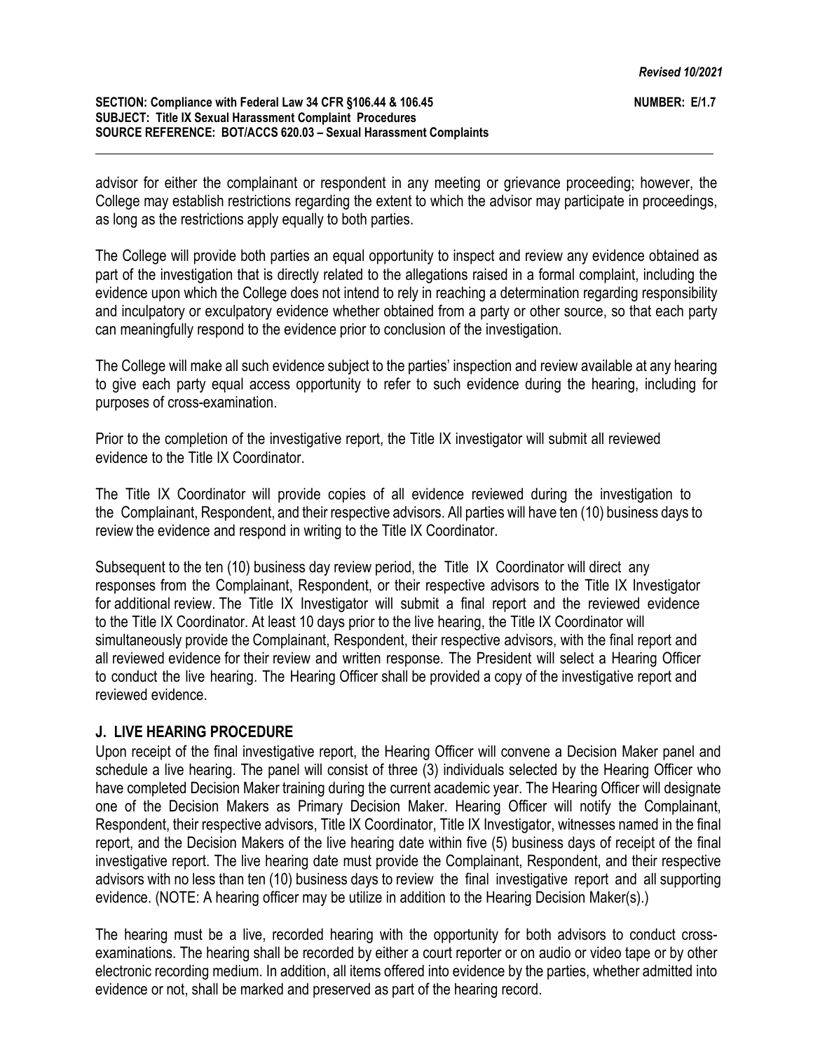advisor for either the complainant or respondent in any meeting or grievance proceeding; however, the College may establish restrictions regarding the extent to which the advisor may participate in proceedings, as long as the restrictions apply equally to both parties.

The College will provide both parties an equal opportunity to inspect and review any evidence obtained as part of the investigation that is directly related to the allegations raised in a formal complaint, including the evidence upon which the College does not intend to rely in reaching a determination regarding responsibility and inculpatory or exculpatory evidence whether obtained from a party or other source, so that each party can meaningfully respond to the evidence prior to conclusion of the investigation.

The College will make all such evidence subject to the parties' inspection and review available at any hearing to give each party equal access opportunity to refer to such evidence during the hearing, including for purposes of cross-examination.

Prior to the completion of the investigative report, the Title IX investigator will submit all reviewed evidence to the Title IX Coordinator.

The Title IX Coordinator will provide copies of all evidence reviewed during the investigation to the Complainant, Respondent, and their respective advisors. All parties will have ten (10) business days to review the evidence and respond in writing to the Title IX Coordinator.

Subsequent to the ten (10) business day review period, the Title IX Coordinator will direct any responses from the Complainant, Respondent, or their respective advisors to the Title IX Investigator for additional review. The Title IX Investigator will submit a final report and the reviewed evidence to the Title IX Coordinator. At least 10 days prior to the live hearing, the Title IX Coordinator will simultaneously provide the Complainant, Respondent, their respective advisors, with the final report and all reviewed evidence for their review and written response. The President will select a Hearing Officer to conduct the live hearing. The Hearing Officer shall be provided a copy of the investigative report and reviewed evidence.

## J. LIVE HEARING PROCEDURE

Upon receipt of the final investigative report, the Hearing Officer will convene a Decision Maker panel and schedule a live hearing. The panel will consist of three (3) individuals selected by the Hearing Officer who have completed Decision Maker training during the current academic year. The Hearing Officer will designate one of the Decision Makers as Primary Decision Maker. Hearing Officer will notify the Complainant, Respondent, their respective advisors, Title IX Coordinator, Title IX Investigator, witnesses named in the final report, and the Decision Makers of the live hearing date within five (5) business days of receipt of the final investigative report. The live hearing date must provide the Complainant, Respondent, and their respective advisors with no less than ten (10) business days to review the final investigative report and all supporting evidence. (NOTE: A hearing officer may be utilize in addition to the Hearing Decision Maker(s).)

The hearing must be a live, recorded hearing with the opportunity for both advisors to conduct cross-examinations. The hearing shall be recorded by either a court reporter or on audio or video tape or by other electronic recording medium. In addition, all items offered into evidence by the parties, whether admitted into evidence or not, shall be marked and preserved as part of the hearing record.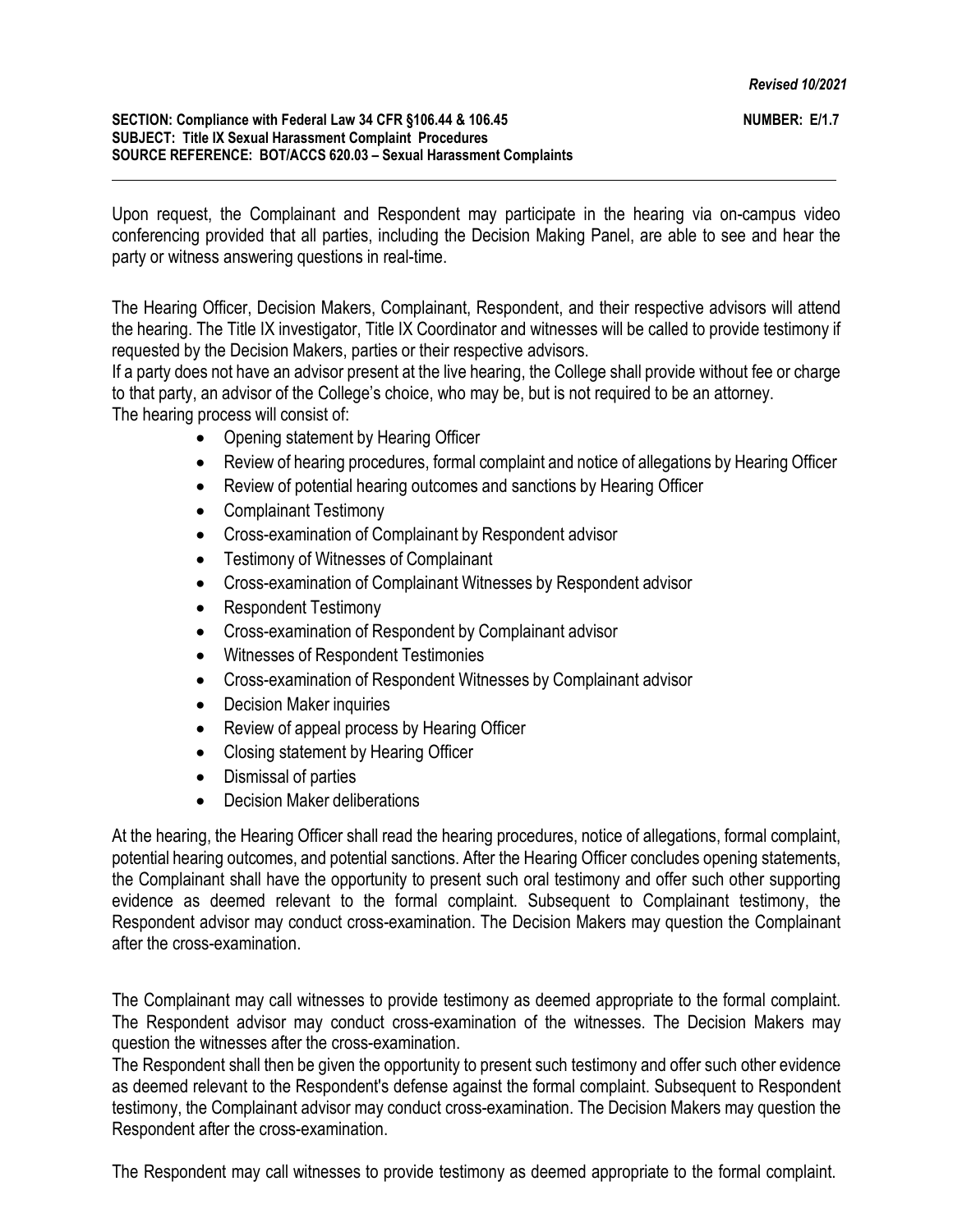Upon request, the Complainant and Respondent may participate in the hearing via on-campus video conferencing provided that all parties, including the Decision Making Panel, are able to see and hear the party or witness answering questions in real-time.

The Hearing Officer, Decision Makers, Complainant, Respondent, and their respective advisors will attend the hearing. The Title IX investigator, Title IX Coordinator and witnesses will be called to provide testimony if requested by the Decision Makers, parties or their respective advisors.

If a party does not have an advisor present at the live hearing, the College shall provide without fee or charge to that party, an advisor of the College's choice, who may be, but is not required to be an attorney.

The hearing process will consist of:

- Opening statement by Hearing Officer
- Review of hearing procedures, formal complaint and notice of allegations by Hearing Officer
- Review of potential hearing outcomes and sanctions by Hearing Officer
- Complainant Testimony
- Cross-examination of Complainant by Respondent advisor
- Testimony of Witnesses of Complainant
- Cross-examination of Complainant Witnesses by Respondent advisor
- Respondent Testimony
- Cross-examination of Respondent by Complainant advisor
- Witnesses of Respondent Testimonies
- Cross-examination of Respondent Witnesses by Complainant advisor
- Decision Maker inquiries
- Review of appeal process by Hearing Officer
- Closing statement by Hearing Officer
- Dismissal of parties
- Decision Maker deliberations

At the hearing, the Hearing Officer shall read the hearing procedures, notice of allegations, formal complaint, potential hearing outcomes, and potential sanctions. After the Hearing Officer concludes opening statements, the Complainant shall have the opportunity to present such oral testimony and offer such other supporting evidence as deemed relevant to the formal complaint. Subsequent to Complainant testimony, the Respondent advisor may conduct cross-examination. The Decision Makers may question the Complainant after the cross-examination.

The Complainant may call witnesses to provide testimony as deemed appropriate to the formal complaint. The Respondent advisor may conduct cross-examination of the witnesses. The Decision Makers may question the witnesses after the cross-examination.

The Respondent shall then be given the opportunity to present such testimony and offer such other evidence as deemed relevant to the Respondent's defense against the formal complaint. Subsequent to Respondent testimony, the Complainant advisor may conduct cross-examination. The Decision Makers may question the Respondent after the cross-examination.

The Respondent may call witnesses to provide testimony as deemed appropriate to the formal complaint.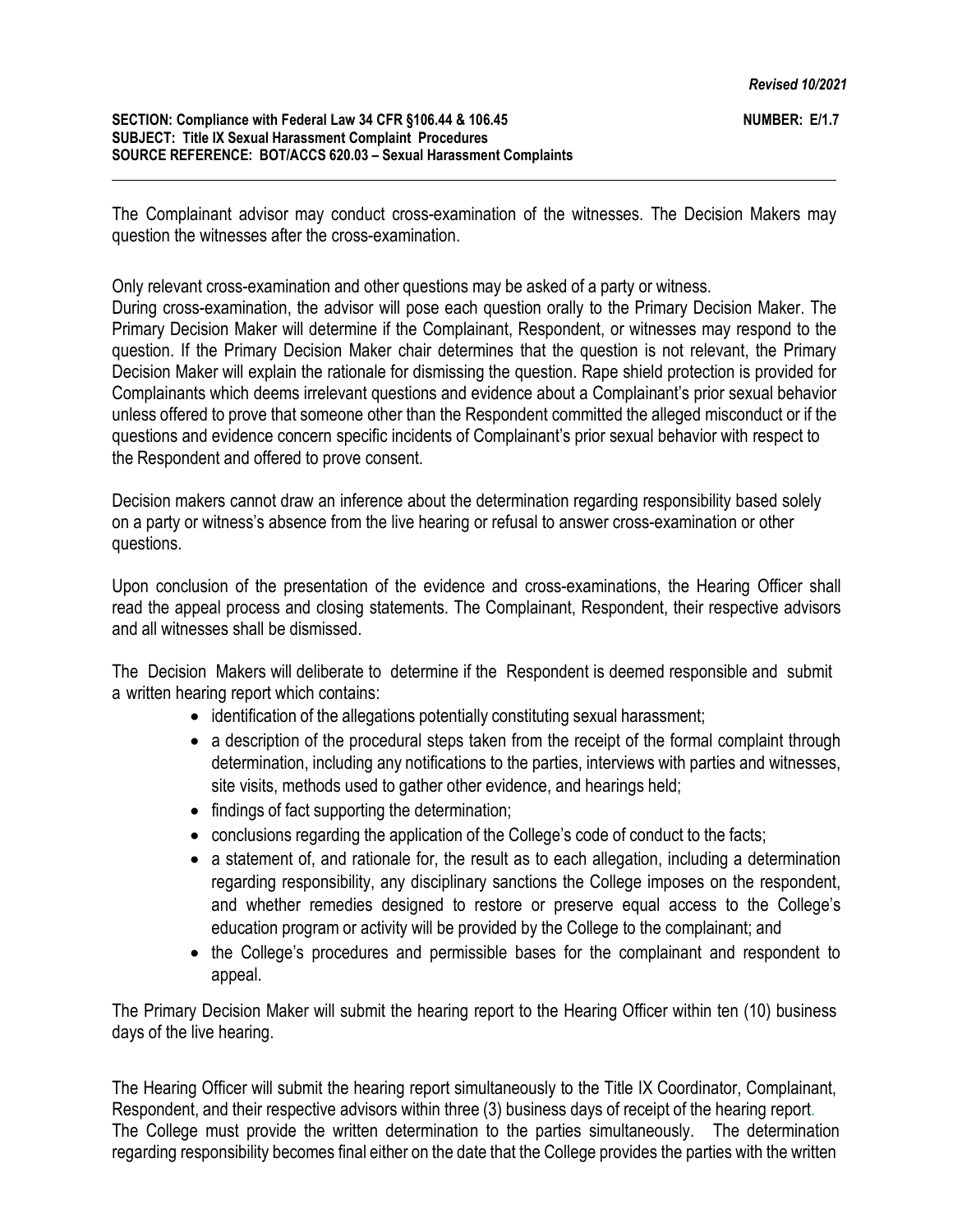The Complainant advisor may conduct cross-examination of the witnesses. The Decision Makers may question the witnesses after the cross-examination.

Only relevant cross-examination and other questions may be asked of a party or witness.
During cross-examination, the advisor will pose each question orally to the Primary Decision Maker. The Primary Decision Maker will determine if the Complainant, Respondent, or witnesses may respond to the question. If the Primary Decision Maker chair determines that the question is not relevant, the Primary Decision Maker will explain the rationale for dismissing the question. Rape shield protection is provided for Complainants which deems irrelevant questions and evidence about a Complainant's prior sexual behavior unless offered to prove that someone other than the Respondent committed the alleged misconduct or if the questions and evidence concern specific incidents of Complainant's prior sexual behavior with respect to the Respondent and offered to prove consent.

Decision makers cannot draw an inference about the determination regarding responsibility based solely on a party or witness's absence from the live hearing or refusal to answer cross-examination or other questions.

Upon conclusion of the presentation of the evidence and cross-examinations, the Hearing Officer shall read the appeal process and closing statements. The Complainant, Respondent, their respective advisors and all witnesses shall be dismissed.

The Decision Makers will deliberate to determine if the Respondent is deemed responsible and submit a written hearing report which contains:

- identification of the allegations potentially constituting sexual harassment;
- a description of the procedural steps taken from the receipt of the formal complaint through determination, including any notifications to the parties, interviews with parties and witnesses, site visits, methods used to gather other evidence, and hearings held;
- findings of fact supporting the determination;
- conclusions regarding the application of the College's code of conduct to the facts;
- a statement of, and rationale for, the result as to each allegation, including a determination regarding responsibility, any disciplinary sanctions the College imposes on the respondent, and whether remedies designed to restore or preserve equal access to the College's education program or activity will be provided by the College to the complainant; and
- the College's procedures and permissible bases for the complainant and respondent to appeal.

The Primary Decision Maker will submit the hearing report to the Hearing Officer within ten (10) business days of the live hearing.

The Hearing Officer will submit the hearing report simultaneously to the Title IX Coordinator, Complainant, Respondent, and their respective advisors within three (3) business days of receipt of the hearing report. The College must provide the written determination to the parties simultaneously. The determination regarding responsibility becomes final either on the date that the College provides the parties with the written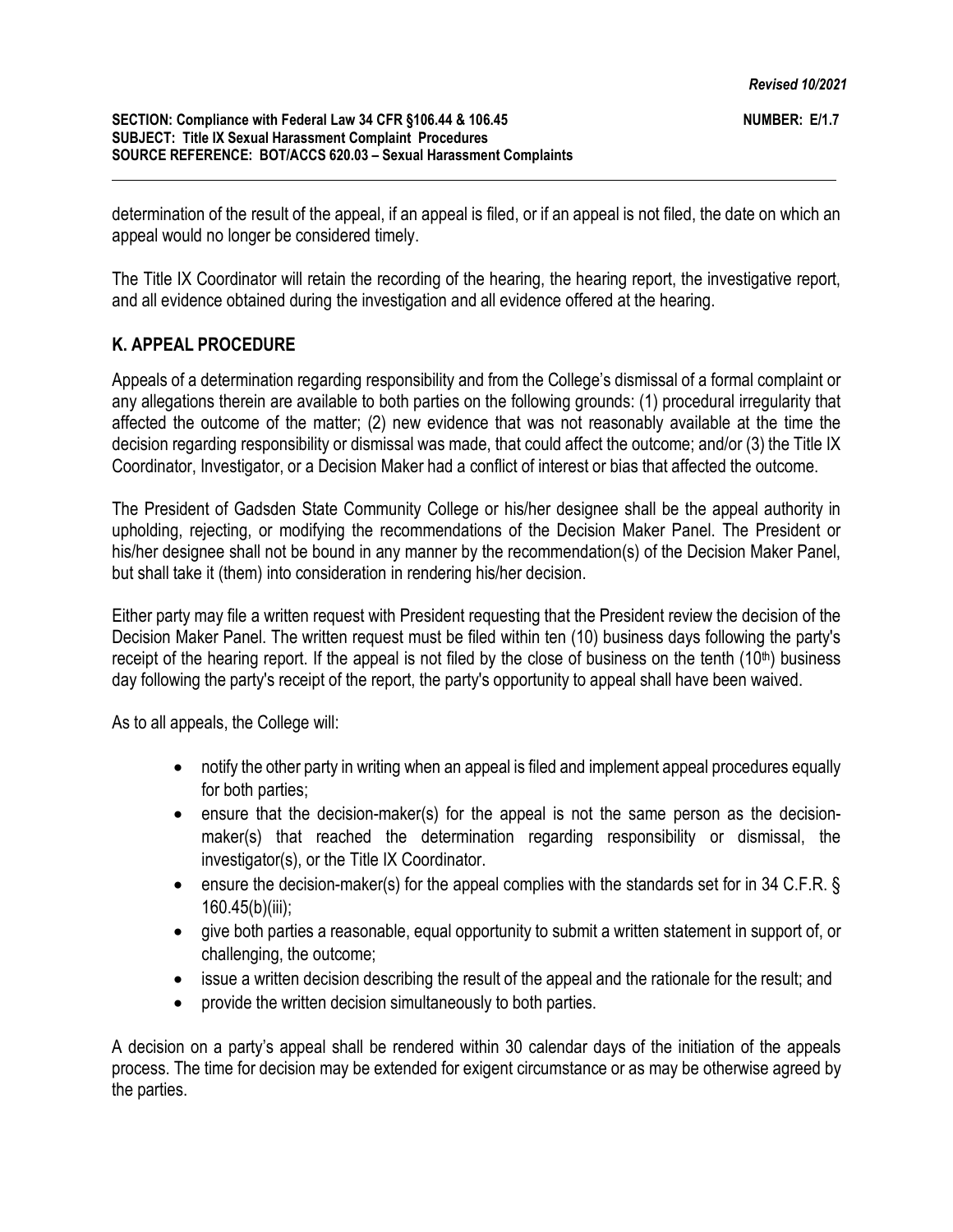determination of the result of the appeal, if an appeal is filed, or if an appeal is not filed, the date on which an appeal would no longer be considered timely.

The Title IX Coordinator will retain the recording of the hearing, the hearing report, the investigative report, and all evidence obtained during the investigation and all evidence offered at the hearing.

## K. APPEAL PROCEDURE

Appeals of a determination regarding responsibility and from the College's dismissal of a formal complaint or any allegations therein are available to both parties on the following grounds: (1) procedural irregularity that affected the outcome of the matter; (2) new evidence that was not reasonably available at the time the decision regarding responsibility or dismissal was made, that could affect the outcome; and/or (3) the Title IX Coordinator, Investigator, or a Decision Maker had a conflict of interest or bias that affected the outcome.

The President of Gadsden State Community College or his/her designee shall be the appeal authority in upholding, rejecting, or modifying the recommendations of the Decision Maker Panel. The President or his/her designee shall not be bound in any manner by the recommendation(s) of the Decision Maker Panel, but shall take it (them) into consideration in rendering his/her decision.

Either party may file a written request with President requesting that the President review the decision of the Decision Maker Panel. The written request must be filed within ten (10) business days following the party's receipt of the hearing report. If the appeal is not filed by the close of business on the tenth (10th) business day following the party's receipt of the report, the party's opportunity to appeal shall have been waived.

As to all appeals, the College will:

- notify the other party in writing when an appeal is filed and implement appeal procedures equally for both parties;
- ensure that the decision-maker(s) for the appeal is not the same person as the decision-maker(s) that reached the determination regarding responsibility or dismissal, the investigator(s), or the Title IX Coordinator.
- ensure the decision-maker(s) for the appeal complies with the standards set for in 34 C.F.R. § 160.45(b)(iii);
- give both parties a reasonable, equal opportunity to submit a written statement in support of, or challenging, the outcome;
- issue a written decision describing the result of the appeal and the rationale for the result; and
- provide the written decision simultaneously to both parties.

A decision on a party's appeal shall be rendered within 30 calendar days of the initiation of the appeals process. The time for decision may be extended for exigent circumstance or as may be otherwise agreed by the parties.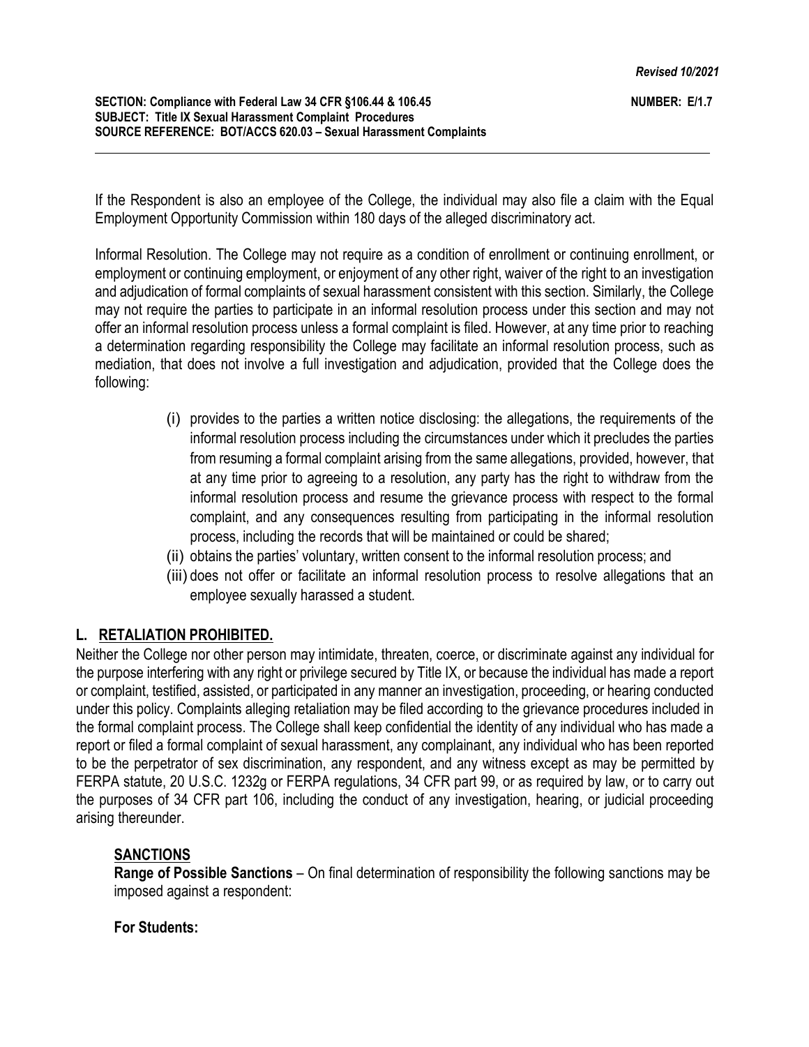If the Respondent is also an employee of the College, the individual may also file a claim with the Equal Employment Opportunity Commission within 180 days of the alleged discriminatory act.

Informal Resolution. The College may not require as a condition of enrollment or continuing enrollment, or employment or continuing employment, or enjoyment of any other right, waiver of the right to an investigation and adjudication of formal complaints of sexual harassment consistent with this section. Similarly, the College may not require the parties to participate in an informal resolution process under this section and may not offer an informal resolution process unless a formal complaint is filed. However, at any time prior to reaching a determination regarding responsibility the College may facilitate an informal resolution process, such as mediation, that does not involve a full investigation and adjudication, provided that the College does the following:

(i) provides to the parties a written notice disclosing: the allegations, the requirements of the informal resolution process including the circumstances under which it precludes the parties from resuming a formal complaint arising from the same allegations, provided, however, that at any time prior to agreeing to a resolution, any party has the right to withdraw from the informal resolution process and resume the grievance process with respect to the formal complaint, and any consequences resulting from participating in the informal resolution process, including the records that will be maintained or could be shared;

(ii) obtains the parties' voluntary, written consent to the informal resolution process; and

(iii) does not offer or facilitate an informal resolution process to resolve allegations that an employee sexually harassed a student.

## L. RETALIATION PROHIBITED.

Neither the College nor other person may intimidate, threaten, coerce, or discriminate against any individual for the purpose interfering with any right or privilege secured by Title IX, or because the individual has made a report or complaint, testified, assisted, or participated in any manner an investigation, proceeding, or hearing conducted under this policy. Complaints alleging retaliation may be filed according to the grievance procedures included in the formal complaint process. The College shall keep confidential the identity of any individual who has made a report or filed a formal complaint of sexual harassment, any complainant, any individual who has been reported to be the perpetrator of sex discrimination, any respondent, and any witness except as may be permitted by FERPA statute, 20 U.S.C. 1232g or FERPA regulations, 34 CFR part 99, or as required by law, or to carry out the purposes of 34 CFR part 106, including the conduct of any investigation, hearing, or judicial proceeding arising thereunder.

## SANCTIONS

**Range of Possible Sanctions** – On final determination of responsibility the following sanctions may be imposed against a respondent:

**For Students:**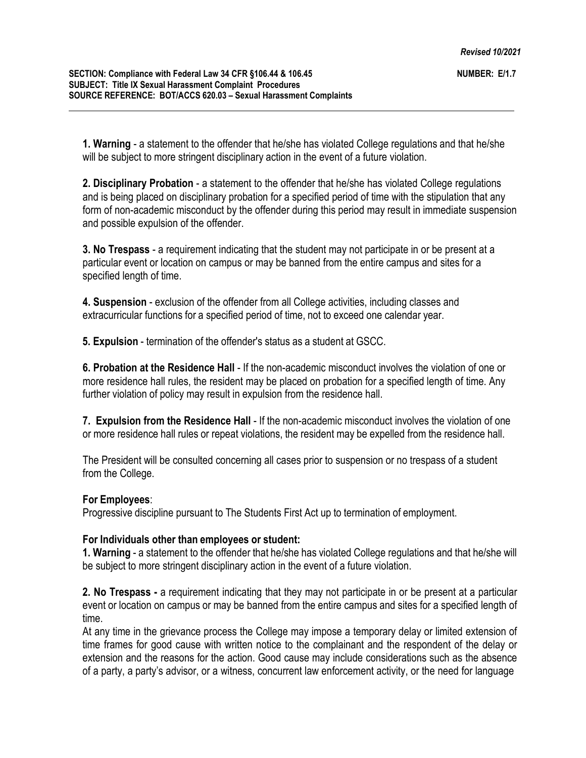**1. Warning** - a statement to the offender that he/she has violated College regulations and that he/she will be subject to more stringent disciplinary action in the event of a future violation.

**2. Disciplinary Probation** - a statement to the offender that he/she has violated College regulations and is being placed on disciplinary probation for a specified period of time with the stipulation that any form of non-academic misconduct by the offender during this period may result in immediate suspension and possible expulsion of the offender.

**3. No Trespass** - a requirement indicating that the student may not participate in or be present at a particular event or location on campus or may be banned from the entire campus and sites for a specified length of time.

**4. Suspension** - exclusion of the offender from all College activities, including classes and extracurricular functions for a specified period of time, not to exceed one calendar year.

**5. Expulsion** - termination of the offender's status as a student at GSCC.

**6. Probation at the Residence Hall** - If the non-academic misconduct involves the violation of one or more residence hall rules, the resident may be placed on probation for a specified length of time. Any further violation of policy may result in expulsion from the residence hall.

**7. Expulsion from the Residence Hall** - If the non-academic misconduct involves the violation of one or more residence hall rules or repeat violations, the resident may be expelled from the residence hall.

The President will be consulted concerning all cases prior to suspension or no trespass of a student from the College.

**For Employees**:
Progressive discipline pursuant to The Students First Act up to termination of employment.

**For Individuals other than employees or student:**

**1. Warning** - a statement to the offender that he/she has violated College regulations and that he/she will be subject to more stringent disciplinary action in the event of a future violation.

**2. No Trespass -** a requirement indicating that they may not participate in or be present at a particular event or location on campus or may be banned from the entire campus and sites for a specified length of time.

At any time in the grievance process the College may impose a temporary delay or limited extension of time frames for good cause with written notice to the complainant and the respondent of the delay or extension and the reasons for the action. Good cause may include considerations such as the absence of a party, a party's advisor, or a witness, concurrent law enforcement activity, or the need for language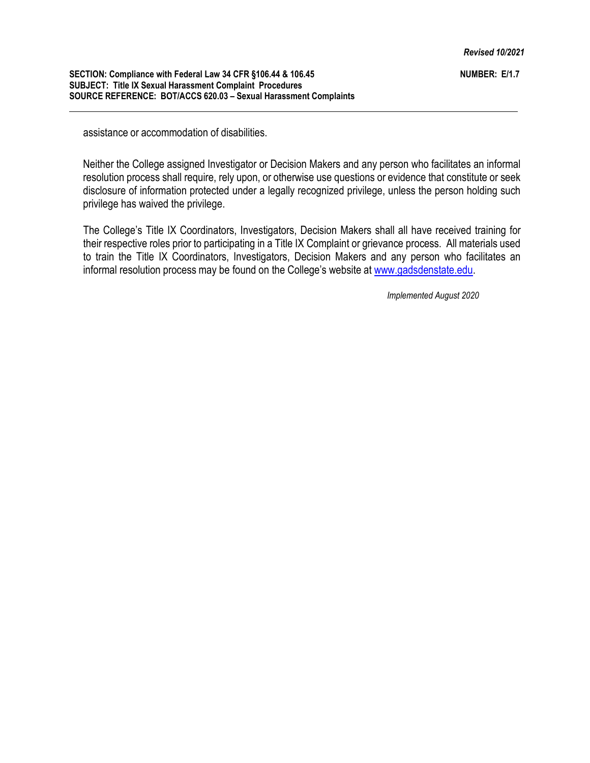assistance or accommodation of disabilities.

Neither the College assigned Investigator or Decision Makers and any person who facilitates an informal resolution process shall require, rely upon, or otherwise use questions or evidence that constitute or seek disclosure of information protected under a legally recognized privilege, unless the person holding such privilege has waived the privilege.

The College's Title IX Coordinators, Investigators, Decision Makers shall all have received training for their respective roles prior to participating in a Title IX Complaint or grievance process. All materials used to train the Title IX Coordinators, Investigators, Decision Makers and any person who facilitates an informal resolution process may be found on the College's website at www.gadsdenstate.edu.

*Implemented August 2020*